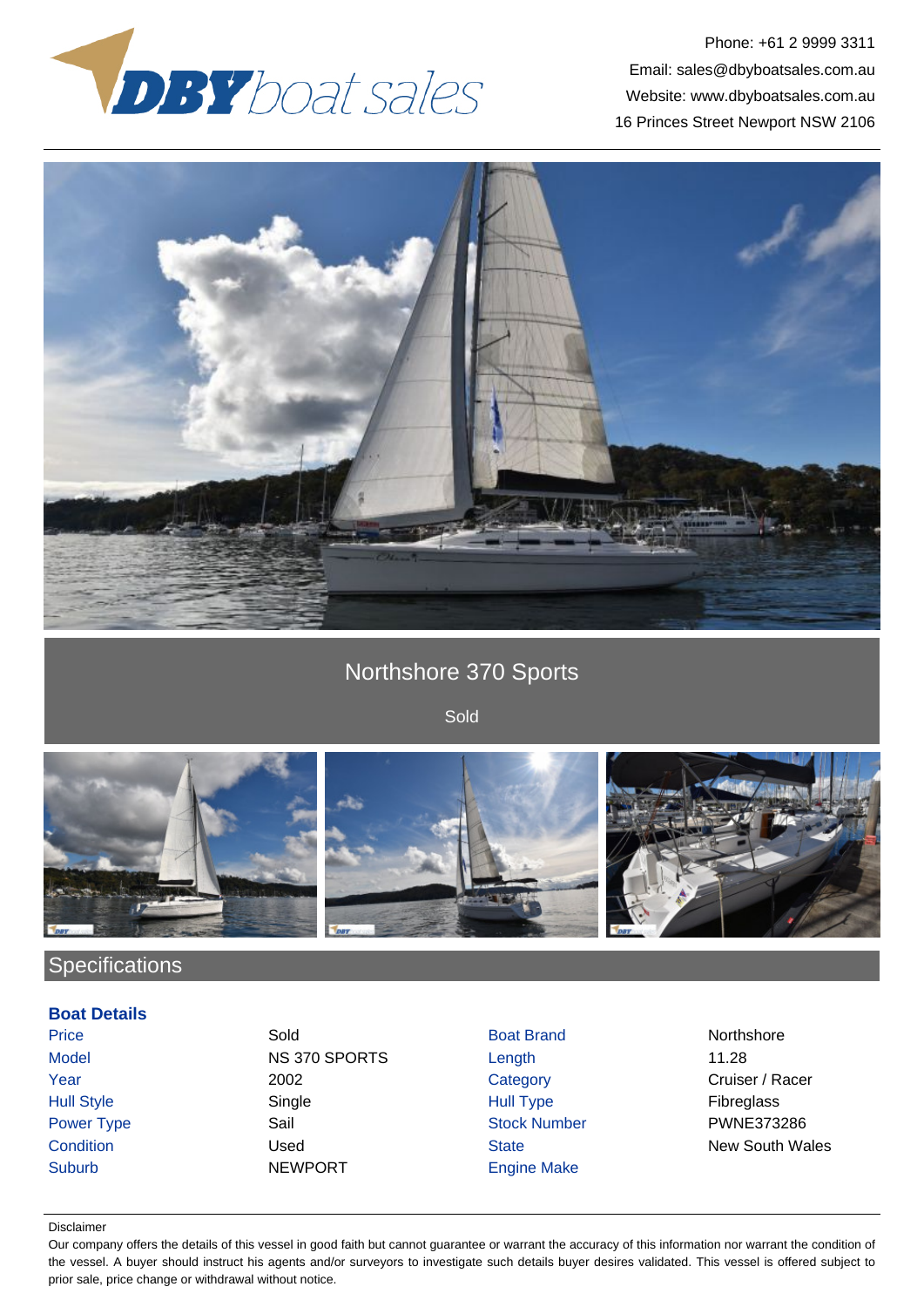Phone: +61 2 9999 3311
Email: sales@dbyboatsales.com.au
Website: www.dbyboatsales.com.au
16 Princes Street Newport NSW 2106

# Northshore 370 Sports

Sold

## Specifications

### Boat Details

| | | | |
|---|---|---|---|
| Price | Sold | Boat Brand | Northshore |
| Model | NS 370 SPORTS | Length | 11.28 |
| Year | 2002 | Category | Cruiser / Racer |
| Hull Style | Single | Hull Type | Fibreglass |
| Power Type | Sail | Stock Number | PWNE373286 |
| Condition | Used | State | New South Wales |
| Suburb | NEWPORT | Engine Make | |

Disclaimer

Our company offers the details of this vessel in good faith but cannot guarantee or warrant the accuracy of this information nor warrant the condition of the vessel. A buyer should instruct his agents and/or surveyors to investigate such details buyer desires validated. This vessel is offered subject to prior sale, price change or withdrawal without notice.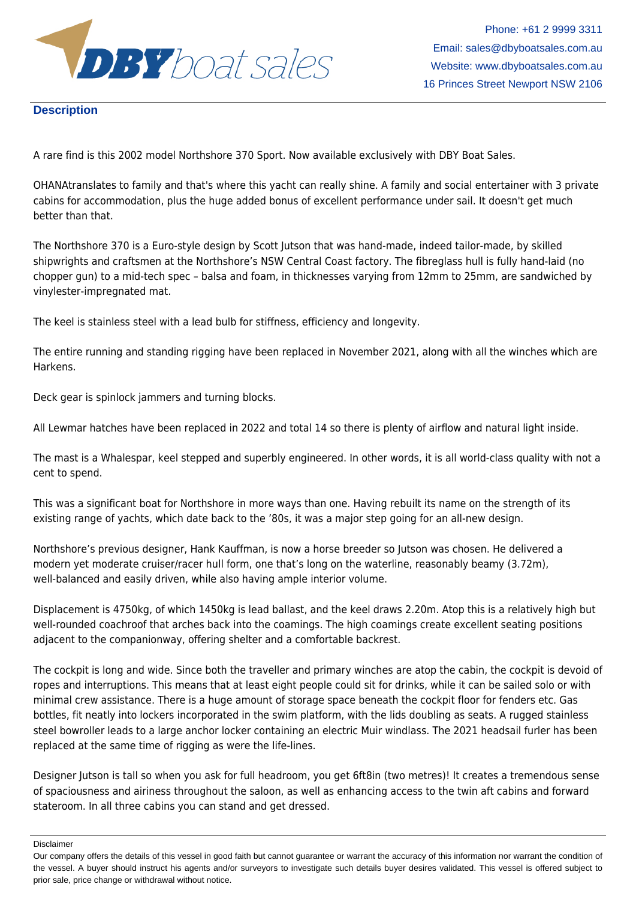## Description

A rare find is this 2002 model Northshore 370 Sport. Now available exclusively with DBY Boat Sales.

OHANAtranslates to family and that's where this yacht can really shine. A family and social entertainer with 3 private cabins for accommodation, plus the huge added bonus of excellent performance under sail. It doesn't get much better than that.

The Northshore 370 is a Euro-style design by Scott Jutson that was hand-made, indeed tailor-made, by skilled shipwrights and craftsmen at the Northshore's NSW Central Coast factory. The fibreglass hull is fully hand-laid (no chopper gun) to a mid-tech spec – balsa and foam, in thicknesses varying from 12mm to 25mm, are sandwiched by vinylester-impregnated mat.

The keel is stainless steel with a lead bulb for stiffness, efficiency and longevity.

The entire running and standing rigging have been replaced in November 2021, along with all the winches which are Harkens.

Deck gear is spinlock jammers and turning blocks.

All Lewmar hatches have been replaced in 2022 and total 14 so there is plenty of airflow and natural light inside.

The mast is a Whalespar, keel stepped and superbly engineered. In other words, it is all world-class quality with not a cent to spend.

This was a significant boat for Northshore in more ways than one. Having rebuilt its name on the strength of its existing range of yachts, which date back to the '80s, it was a major step going for an all-new design.

Northshore's previous designer, Hank Kauffman, is now a horse breeder so Jutson was chosen. He delivered a modern yet moderate cruiser/racer hull form, one that's long on the waterline, reasonably beamy (3.72m), well-balanced and easily driven, while also having ample interior volume.

Displacement is 4750kg, of which 1450kg is lead ballast, and the keel draws 2.20m. Atop this is a relatively high but well-rounded coachroof that arches back into the coamings. The high coamings create excellent seating positions adjacent to the companionway, offering shelter and a comfortable backrest.

The cockpit is long and wide. Since both the traveller and primary winches are atop the cabin, the cockpit is devoid of ropes and interruptions. This means that at least eight people could sit for drinks, while it can be sailed solo or with minimal crew assistance. There is a huge amount of storage space beneath the cockpit floor for fenders etc. Gas bottles, fit neatly into lockers incorporated in the swim platform, with the lids doubling as seats. A rugged stainless steel bowroller leads to a large anchor locker containing an electric Muir windlass. The 2021 headsail furler has been replaced at the same time of rigging as were the life-lines.

Designer Jutson is tall so when you ask for full headroom, you get 6ft8in (two metres)! It creates a tremendous sense of spaciousness and airiness throughout the saloon, as well as enhancing access to the twin aft cabins and forward stateroom. In all three cabins you can stand and get dressed.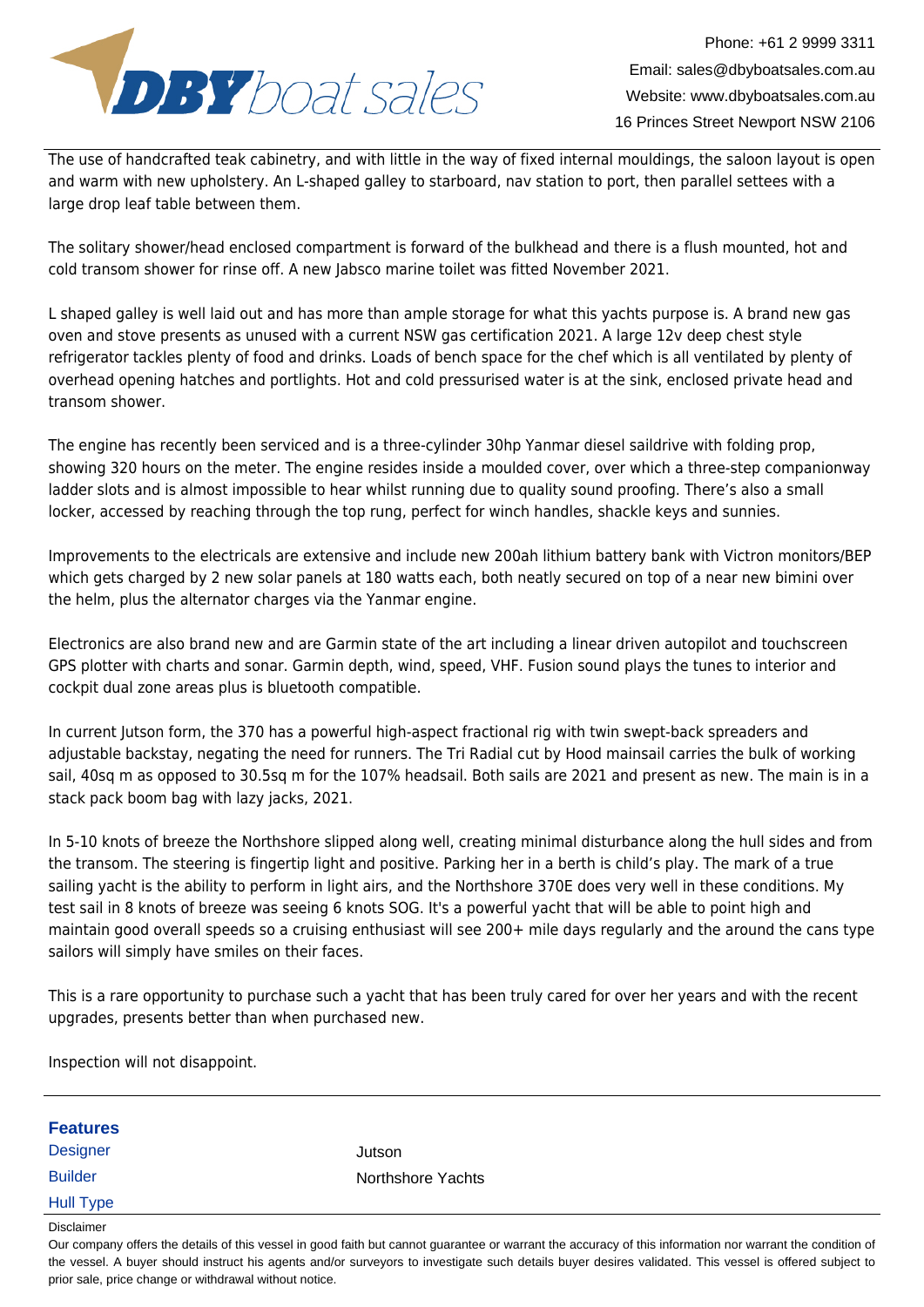The use of handcrafted teak cabinetry, and with little in the way of fixed internal mouldings, the saloon layout is open and warm with new upholstery. An L-shaped galley to starboard, nav station to port, then parallel settees with a large drop leaf table between them.

The solitary shower/head enclosed compartment is forward of the bulkhead and there is a flush mounted, hot and cold transom shower for rinse off. A new Jabsco marine toilet was fitted November 2021.

L shaped galley is well laid out and has more than ample storage for what this yachts purpose is. A brand new gas oven and stove presents as unused with a current NSW gas certification 2021. A large 12v deep chest style refrigerator tackles plenty of food and drinks. Loads of bench space for the chef which is all ventilated by plenty of overhead opening hatches and portlights. Hot and cold pressurised water is at the sink, enclosed private head and transom shower.

The engine has recently been serviced and is a three-cylinder 30hp Yanmar diesel saildrive with folding prop, showing 320 hours on the meter. The engine resides inside a moulded cover, over which a three-step companionway ladder slots and is almost impossible to hear whilst running due to quality sound proofing. There's also a small locker, accessed by reaching through the top rung, perfect for winch handles, shackle keys and sunnies.

Improvements to the electricals are extensive and include new 200ah lithium battery bank with Victron monitors/BEP which gets charged by 2 new solar panels at 180 watts each, both neatly secured on top of a near new bimini over the helm, plus the alternator charges via the Yanmar engine.

Electronics are also brand new and are Garmin state of the art including a linear driven autopilot and touchscreen GPS plotter with charts and sonar. Garmin depth, wind, speed, VHF. Fusion sound plays the tunes to interior and cockpit dual zone areas plus is bluetooth compatible.

In current Jutson form, the 370 has a powerful high-aspect fractional rig with twin swept-back spreaders and adjustable backstay, negating the need for runners. The Tri Radial cut by Hood mainsail carries the bulk of working sail, 40sq m as opposed to 30.5sq m for the 107% headsail. Both sails are 2021 and present as new. The main is in a stack pack boom bag with lazy jacks, 2021.

In 5-10 knots of breeze the Northshore slipped along well, creating minimal disturbance along the hull sides and from the transom. The steering is fingertip light and positive. Parking her in a berth is child's play. The mark of a true sailing yacht is the ability to perform in light airs, and the Northshore 370E does very well in these conditions. My test sail in 8 knots of breeze was seeing 6 knots SOG. It's a powerful yacht that will be able to point high and maintain good overall speeds so a cruising enthusiast will see 200+ mile days regularly and the around the cans type sailors will simply have smiles on their faces.

This is a rare opportunity to purchase such a yacht that has been truly cared for over her years and with the recent upgrades, presents better than when purchased new.

Inspection will not disappoint.

## Features

| | |
|---|---|
| Designer | Jutson |
| Builder | Northshore Yachts |
| Hull Type | |

Disclaimer

Our company offers the details of this vessel in good faith but cannot guarantee or warrant the accuracy of this information nor warrant the condition of the vessel. A buyer should instruct his agents and/or surveyors to investigate such details buyer desires validated. This vessel is offered subject to prior sale, price change or withdrawal without notice.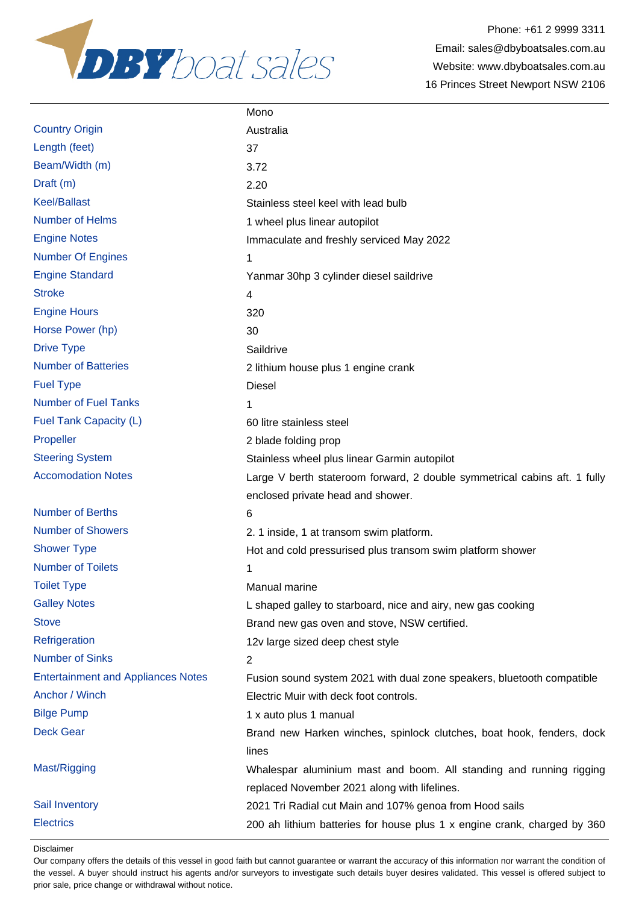| | |
|---|---|
| | Mono |
| Country Origin | Australia |
| Length (feet) | 37 |
| Beam/Width (m) | 3.72 |
| Draft (m) | 2.20 |
| Keel/Ballast | Stainless steel keel with lead bulb |
| Number of Helms | 1 wheel plus linear autopilot |
| Engine Notes | Immaculate and freshly serviced May 2022 |
| Number Of Engines | 1 |
| Engine Standard | Yanmar 30hp 3 cylinder diesel saildrive |
| Stroke | 4 |
| Engine Hours | 320 |
| Horse Power (hp) | 30 |
| Drive Type | Saildrive |
| Number of Batteries | 2 lithium house plus 1 engine crank |
| Fuel Type | Diesel |
| Number of Fuel Tanks | 1 |
| Fuel Tank Capacity (L) | 60 litre stainless steel |
| Propeller | 2 blade folding prop |
| Steering System | Stainless wheel plus linear Garmin autopilot |
| Accomodation Notes | Large V berth stateroom forward, 2 double symmetrical cabins aft. 1 fully enclosed private head and shower. |
| Number of Berths | 6 |
| Number of Showers | 2. 1 inside, 1 at transom swim platform. |
| Shower Type | Hot and cold pressurised plus transom swim platform shower |
| Number of Toilets | 1 |
| Toilet Type | Manual marine |
| Galley Notes | L shaped galley to starboard, nice and airy, new gas cooking |
| Stove | Brand new gas oven and stove, NSW certified. |
| Refrigeration | 12v large sized deep chest style |
| Number of Sinks | 2 |
| Entertainment and Appliances Notes | Fusion sound system 2021 with dual zone speakers, bluetooth compatible |
| Anchor / Winch | Electric Muir with deck foot controls. |
| Bilge Pump | 1 x auto plus 1 manual |
| Deck Gear | Brand new Harken winches, spinlock clutches, boat hook, fenders, dock lines |
| Mast/Rigging | Whalespar aluminium mast and boom. All standing and running rigging replaced November 2021 along with lifelines. |
| Sail Inventory | 2021 Tri Radial cut Main and 107% genoa from Hood sails |
| Electrics | 200 ah lithium batteries for house plus 1 x engine crank, charged by 360 |

Disclaimer

Our company offers the details of this vessel in good faith but cannot guarantee or warrant the accuracy of this information nor warrant the condition of the vessel. A buyer should instruct his agents and/or surveyors to investigate such details buyer desires validated. This vessel is offered subject to prior sale, price change or withdrawal without notice.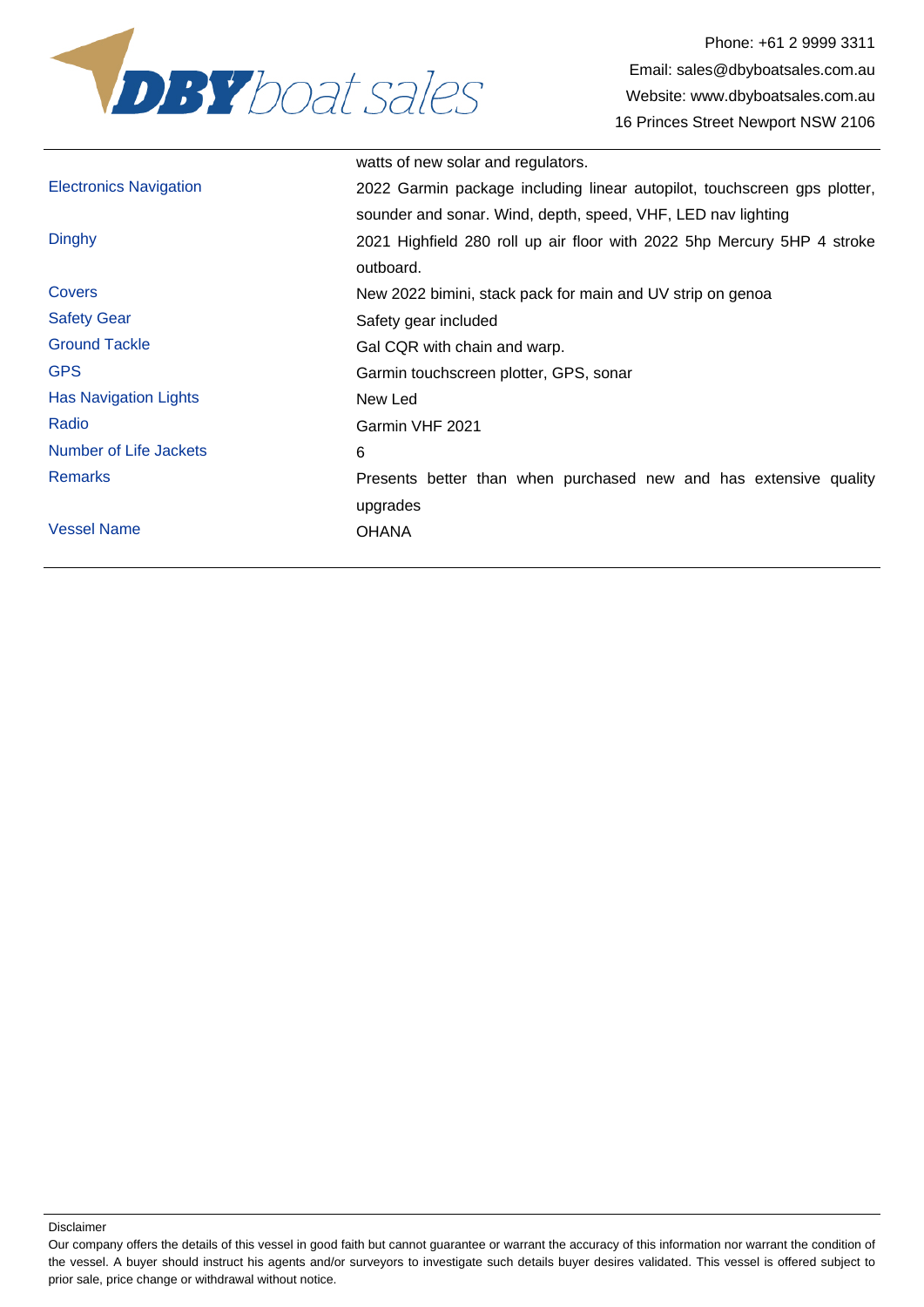| | |
|---|---|
| | watts of new solar and regulators. |
| Electronics Navigation | 2022 Garmin package including linear autopilot, touchscreen gps plotter, sounder and sonar. Wind, depth, speed, VHF, LED nav lighting |
| Dinghy | 2021 Highfield 280 roll up air floor with 2022 5hp Mercury 5HP 4 stroke outboard. |
| Covers | New 2022 bimini, stack pack for main and UV strip on genoa |
| Safety Gear | Safety gear included |
| Ground Tackle | Gal CQR with chain and warp. |
| GPS | Garmin touchscreen plotter, GPS, sonar |
| Has Navigation Lights | New Led |
| Radio | Garmin VHF 2021 |
| Number of Life Jackets | 6 |
| Remarks | Presents better than when purchased new and has extensive quality upgrades |
| Vessel Name | OHANA |

Disclaimer

Our company offers the details of this vessel in good faith but cannot guarantee or warrant the accuracy of this information nor warrant the condition of the vessel. A buyer should instruct his agents and/or surveyors to investigate such details buyer desires validated. This vessel is offered subject to prior sale, price change or withdrawal without notice.